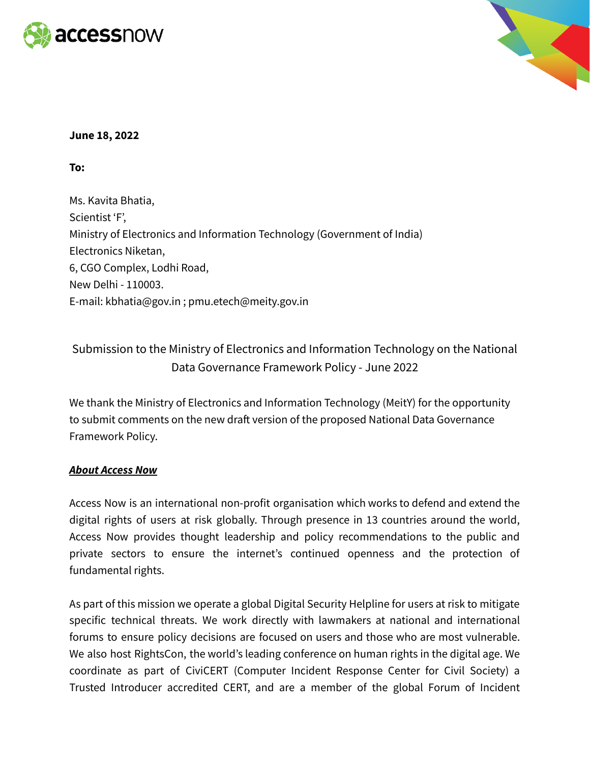**June 18, 2022**

**To:**

Ms. Kavita Bhatia,
Scientist 'F',
Ministry of Electronics and Information Technology (Government of India)
Electronics Niketan,
6, CGO Complex, Lodhi Road,
New Delhi - 110003.
E-mail: kbhatia@gov.in ; pmu.etech@meity.gov.in

Submission to the Ministry of Electronics and Information Technology on the National Data Governance Framework Policy - June 2022

We thank the Ministry of Electronics and Information Technology (MeitY) for the opportunity to submit comments on the new draft version of the proposed National Data Governance Framework Policy.

***About Access Now***

Access Now is an international non-profit organisation which works to defend and extend the digital rights of users at risk globally. Through presence in 13 countries around the world, Access Now provides thought leadership and policy recommendations to the public and private sectors to ensure the internet's continued openness and the protection of fundamental rights.

As part of this mission we operate a global Digital Security Helpline for users at risk to mitigate specific technical threats. We work directly with lawmakers at national and international forums to ensure policy decisions are focused on users and those who are most vulnerable. We also host RightsCon, the world's leading conference on human rights in the digital age. We coordinate as part of CiviCERT (Computer Incident Response Center for Civil Society) a Trusted Introducer accredited CERT, and are a member of the global Forum of Incident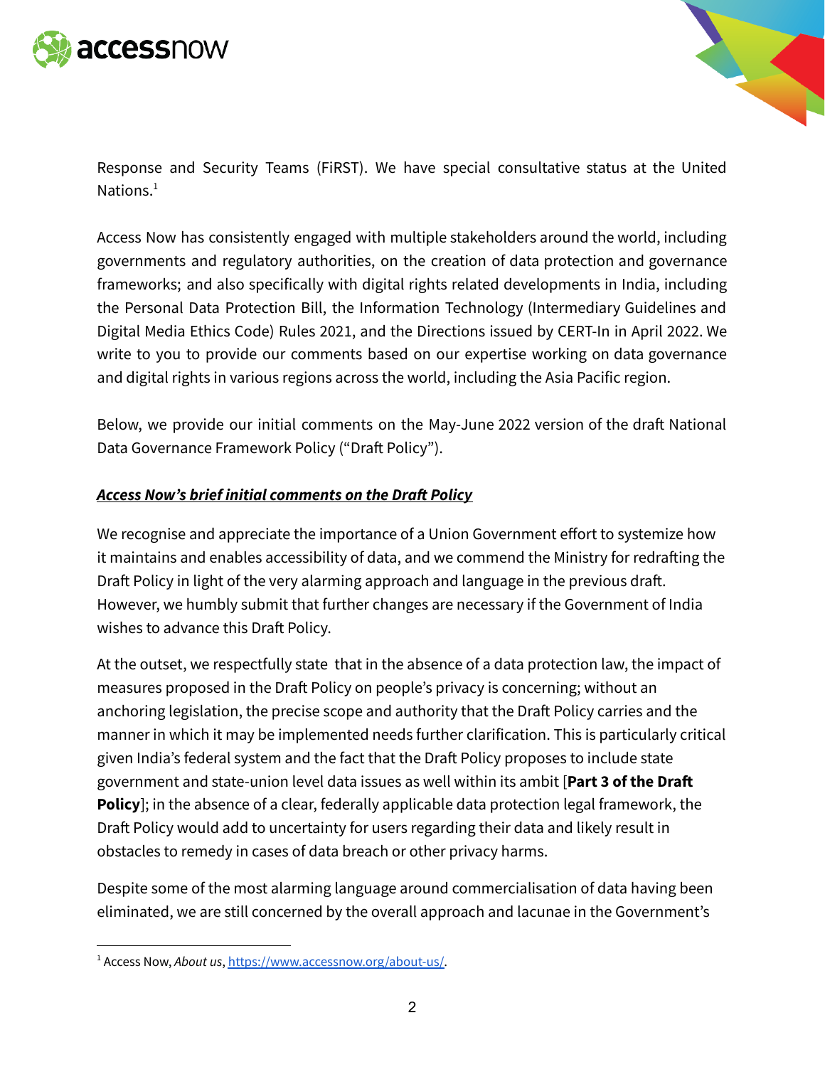Response and Security Teams (FiRST). We have special consultative status at the United Nations.[1]

Access Now has consistently engaged with multiple stakeholders around the world, including governments and regulatory authorities, on the creation of data protection and governance frameworks; and also specifically with digital rights related developments in India, including the Personal Data Protection Bill, the Information Technology (Intermediary Guidelines and Digital Media Ethics Code) Rules 2021, and the Directions issued by CERT-In in April 2022. We write to you to provide our comments based on our expertise working on data governance and digital rights in various regions across the world, including the Asia Pacific region.

Below, we provide our initial comments on the May-June 2022 version of the draft National Data Governance Framework Policy ("Draft Policy").

***<u>Access Now's brief initial comments on the Draft Policy</u>***

We recognise and appreciate the importance of a Union Government effort to systemize how it maintains and enables accessibility of data, and we commend the Ministry for redrafting the Draft Policy in light of the very alarming approach and language in the previous draft. However, we humbly submit that further changes are necessary if the Government of India wishes to advance this Draft Policy.

At the outset, we respectfully state that in the absence of a data protection law, the impact of measures proposed in the Draft Policy on people's privacy is concerning; without an anchoring legislation, the precise scope and authority that the Draft Policy carries and the manner in which it may be implemented needs further clarification. This is particularly critical given India's federal system and the fact that the Draft Policy proposes to include state government and state-union level data issues as well within its ambit [**Part 3 of the Draft Policy**]; in the absence of a clear, federally applicable data protection legal framework, the Draft Policy would add to uncertainty for users regarding their data and likely result in obstacles to remedy in cases of data breach or other privacy harms.

Despite some of the most alarming language around commercialisation of data having been eliminated, we are still concerned by the overall approach and lacunae in the Government's

[1] Access Now, *About us*, https://www.accessnow.org/about-us/.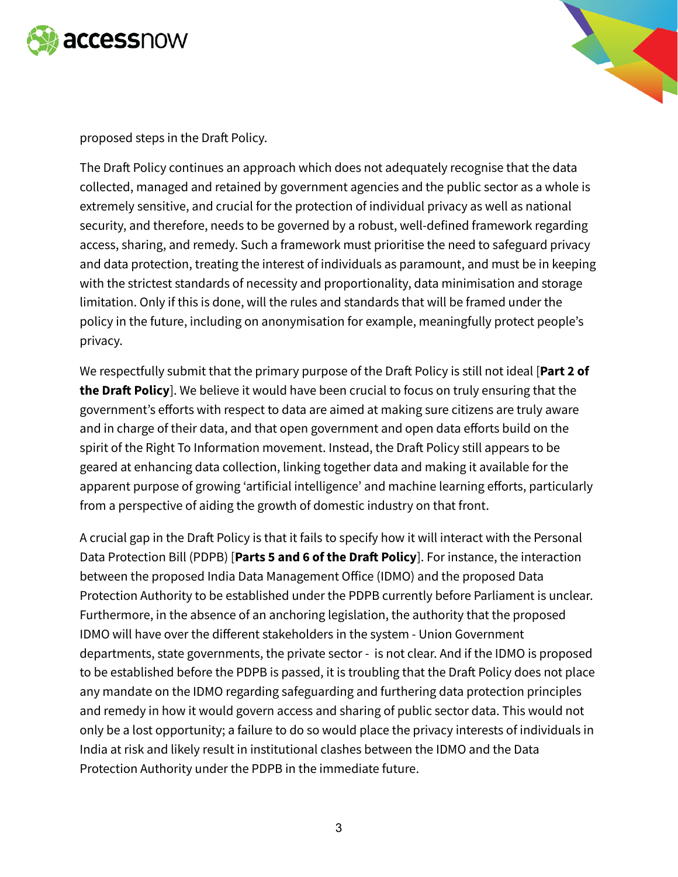proposed steps in the Draft Policy.

The Draft Policy continues an approach which does not adequately recognise that the data collected, managed and retained by government agencies and the public sector as a whole is extremely sensitive, and crucial for the protection of individual privacy as well as national security, and therefore, needs to be governed by a robust, well-defined framework regarding access, sharing, and remedy. Such a framework must prioritise the need to safeguard privacy and data protection, treating the interest of individuals as paramount, and must be in keeping with the strictest standards of necessity and proportionality, data minimisation and storage limitation. Only if this is done, will the rules and standards that will be framed under the policy in the future, including on anonymisation for example, meaningfully protect people's privacy.

We respectfully submit that the primary purpose of the Draft Policy is still not ideal [**Part 2 of the Draft Policy**]. We believe it would have been crucial to focus on truly ensuring that the government's efforts with respect to data are aimed at making sure citizens are truly aware and in charge of their data, and that open government and open data efforts build on the spirit of the Right To Information movement. Instead, the Draft Policy still appears to be geared at enhancing data collection, linking together data and making it available for the apparent purpose of growing 'artificial intelligence' and machine learning efforts, particularly from a perspective of aiding the growth of domestic industry on that front.

A crucial gap in the Draft Policy is that it fails to specify how it will interact with the Personal Data Protection Bill (PDPB) [**Parts 5 and 6 of the Draft Policy**]. For instance, the interaction between the proposed India Data Management Office (IDMO) and the proposed Data Protection Authority to be established under the PDPB currently before Parliament is unclear. Furthermore, in the absence of an anchoring legislation, the authority that the proposed IDMO will have over the different stakeholders in the system - Union Government departments, state governments, the private sector - is not clear. And if the IDMO is proposed to be established before the PDPB is passed, it is troubling that the Draft Policy does not place any mandate on the IDMO regarding safeguarding and furthering data protection principles and remedy in how it would govern access and sharing of public sector data. This would not only be a lost opportunity; a failure to do so would place the privacy interests of individuals in India at risk and likely result in institutional clashes between the IDMO and the Data Protection Authority under the PDPB in the immediate future.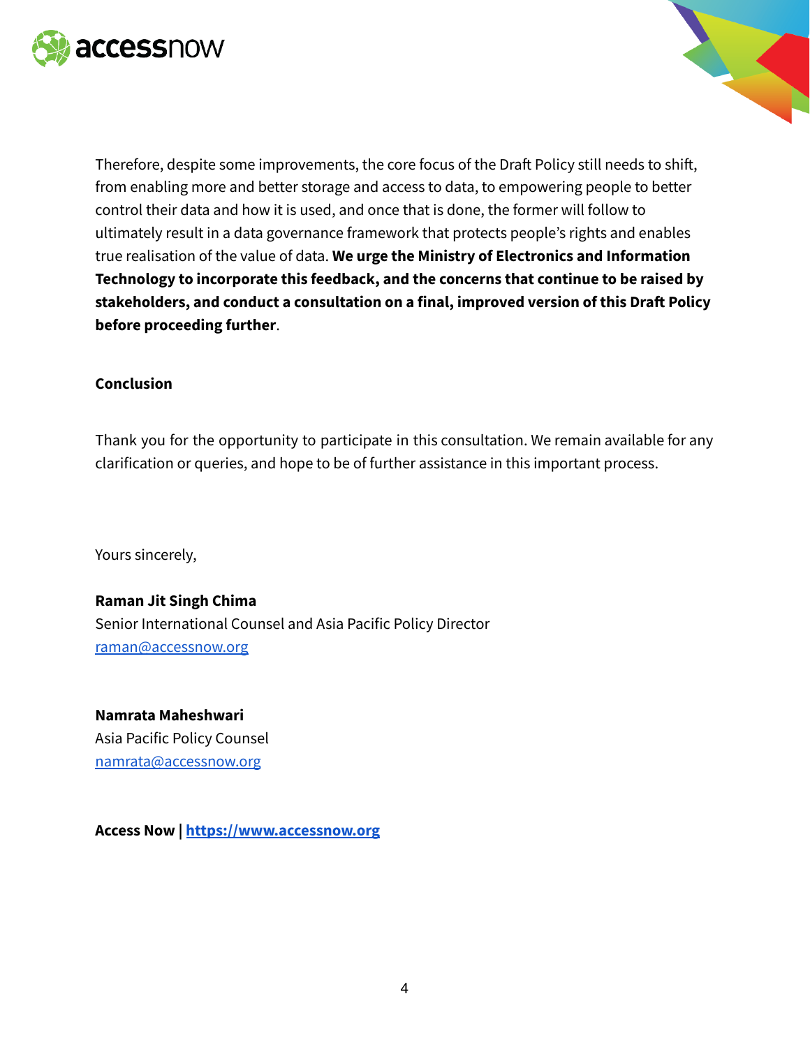Therefore, despite some improvements, the core focus of the Draft Policy still needs to shift, from enabling more and better storage and access to data, to empowering people to better control their data and how it is used, and once that is done, the former will follow to ultimately result in a data governance framework that protects people's rights and enables true realisation of the value of data. **We urge the Ministry of Electronics and Information Technology to incorporate this feedback, and the concerns that continue to be raised by stakeholders, and conduct a consultation on a final, improved version of this Draft Policy before proceeding further**.

**Conclusion**

Thank you for the opportunity to participate in this consultation. We remain available for any clarification or queries, and hope to be of further assistance in this important process.

Yours sincerely,

**Raman Jit Singh Chima**
Senior International Counsel and Asia Pacific Policy Director
raman@accessnow.org

**Namrata Maheshwari**
Asia Pacific Policy Counsel
namrata@accessnow.org

**Access Now | https://www.accessnow.org**